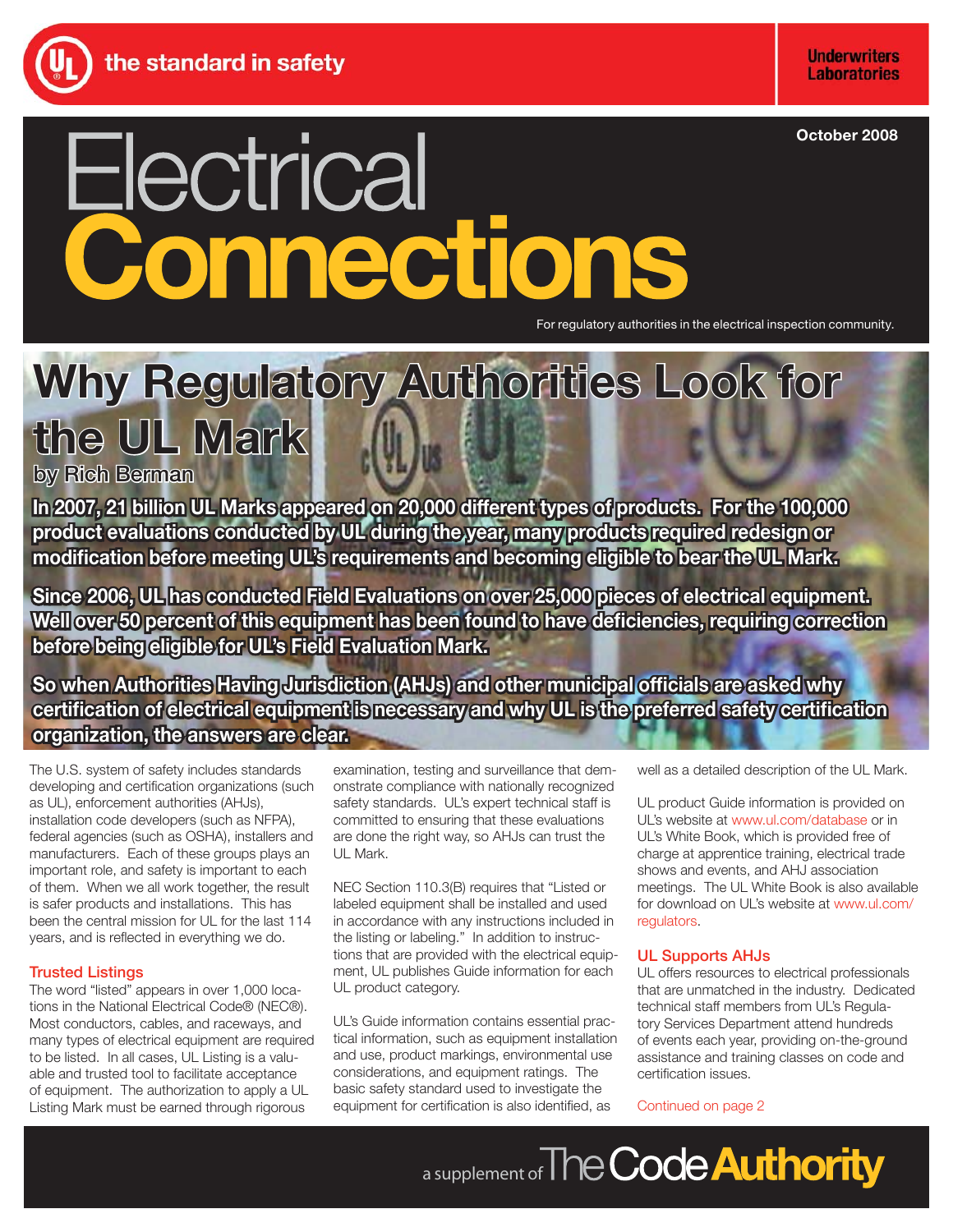the standard in safety

Underwriters Laboratories

October 2008

# Electrical Connections

For regulatory authorities in the electrical inspection community.

## Why Regulatory Authorities Look for the UL Mark

by Rich Berman

**In 2007, 21 billion UL Marks appeared on 20,000 different types of products. For the 100,000 product evaluations conducted by UL during the year, many products required redesign or modification before meeting UL's requirements and becoming eligible to bear the UL Mark.**

**Since 2006, UL has conducted Field Evaluations on over 25,000 pieces of electrical equipment. Well over 50 percent of this equipment has been found to have deficiencies, requiring correction before being eligible for UL's Field Evaluation Mark.**

**So when Authorities Having Jurisdiction (AHJs) and other municipal officials are asked why certification of electrical equipment is necessary and why UL is the preferred safety certification organization, the answers are clear.**

The U.S. system of safety includes standards developing and certification organizations (such as UL), enforcement authorities (AHJs), installation code developers (such as NFPA), federal agencies (such as OSHA), installers and manufacturers. Each of these groups plays an important role, and safety is important to each of them. When we all work together, the result is safer products and installations. This has been the central mission for UL for the last 114 years, and is reflected in everything we do.

### Trusted Listings

The word "listed" appears in over 1,000 locations in the National Electrical Code® (NEC®). Most conductors, cables, and raceways, and many types of electrical equipment are required to be listed. In all cases, UL Listing is a valuable and trusted tool to facilitate acceptance of equipment. The authorization to apply a UL Listing Mark must be earned through rigorous examination, testing and surveillance that demonstrate compliance with nationally recognized safety standards. UL's expert technical staff is committed to ensuring that these evaluations are done the right way, so AHJs can trust the UL Mark.

NEC Section 110.3(B) requires that "Listed or labeled equipment shall be installed and used in accordance with any instructions included in the listing or labeling." In addition to instructions that are provided with the electrical equipment, UL publishes Guide information for each UL product category.

UL's Guide information contains essential practical information, such as equipment installation and use, product markings, environmental use considerations, and equipment ratings. The basic safety standard used to investigate the equipment for certification is also identified, as well as a detailed description of the UL Mark.

UL product Guide information is provided on UL's website at www.ul.com/database or in UL's White Book, which is provided free of charge at apprentice training, electrical trade shows and events, and AHJ association meetings. The UL White Book is also available for download on UL's website at www.ul.com/regulators.

### UL Supports AHJs

UL offers resources to electrical professionals that are unmatched in the industry. Dedicated technical staff members from UL's Regulatory Services Department attend hundreds of events each year, providing on-the-ground assistance and training classes on code and certification issues.

Continued on page 2

a supplement of The Code Authority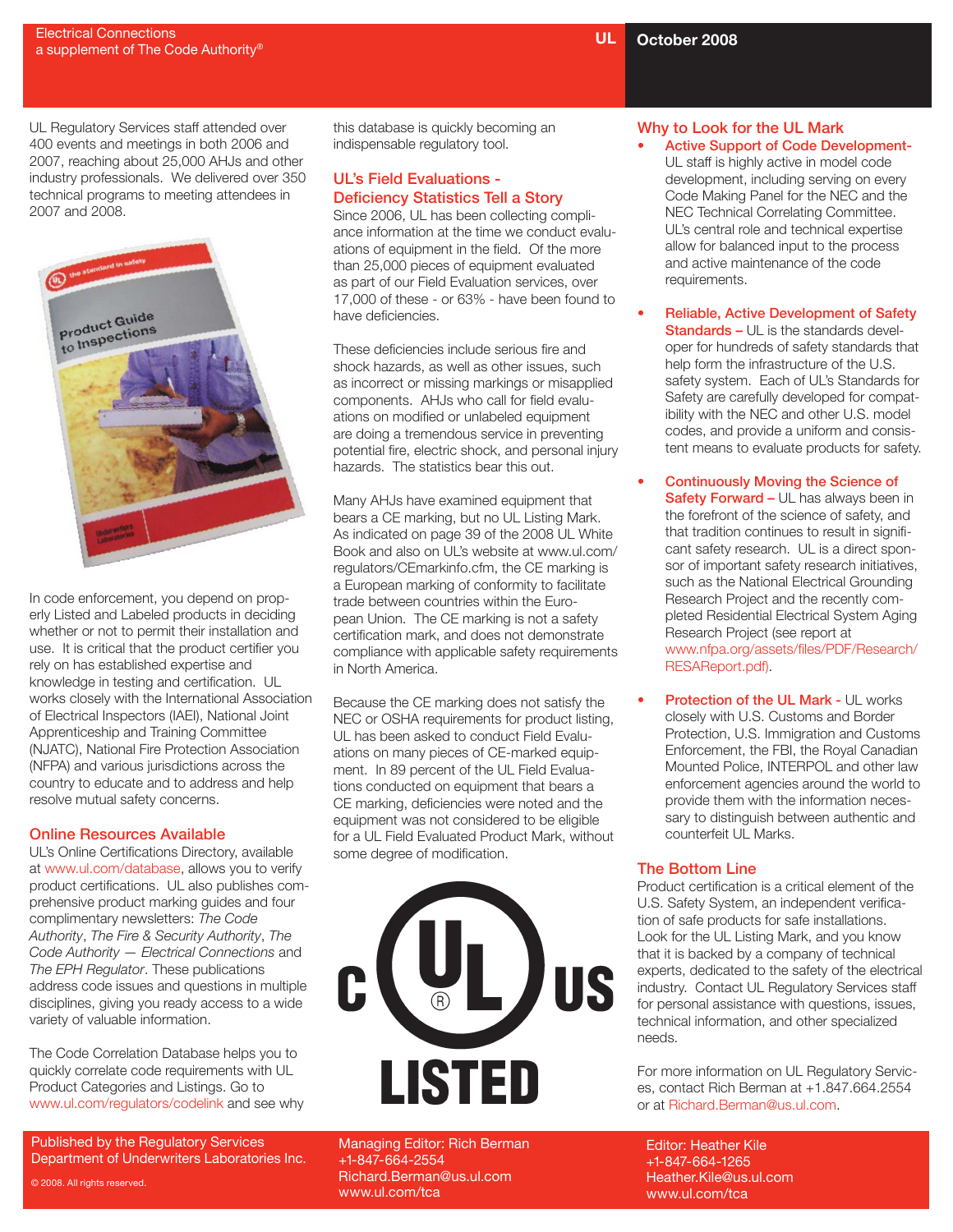UL Regulatory Services staff attended over 400 events and meetings in both 2006 and 2007, reaching about 25,000 AHJs and other industry professionals. We delivered over 350 technical programs to meeting attendees in 2007 and 2008.

In code enforcement, you depend on properly Listed and Labeled products in deciding whether or not to permit their installation and use. It is critical that the product certifier you rely on has established expertise and knowledge in testing and certification. UL works closely with the International Association of Electrical Inspectors (IAEI), National Joint Apprenticeship and Training Committee (NJATC), National Fire Protection Association (NFPA) and various jurisdictions across the country to educate and to address and help resolve mutual safety concerns.

## Online Resources Available

UL's Online Certifications Directory, available at www.ul.com/database, allows you to verify product certifications. UL also publishes comprehensive product marking guides and four complimentary newsletters: *The Code Authority*, *The Fire & Security Authority*, *The Code Authority — Electrical Connections* and *The EPH Regulator*. These publications address code issues and questions in multiple disciplines, giving you ready access to a wide variety of valuable information.

The Code Correlation Database helps you to quickly correlate code requirements with UL Product Categories and Listings. Go to www.ul.com/regulators/codelink and see why this database is quickly becoming an indispensable regulatory tool.

## UL's Field Evaluations - Deficiency Statistics Tell a Story

Since 2006, UL has been collecting compliance information at the time we conduct evaluations of equipment in the field. Of the more than 25,000 pieces of equipment evaluated as part of our Field Evaluation services, over 17,000 of these - or 63% - have been found to have deficiencies.

These deficiencies include serious fire and shock hazards, as well as other issues, such as incorrect or missing markings or misapplied components. AHJs who call for field evaluations on modified or unlabeled equipment are doing a tremendous service in preventing potential fire, electric shock, and personal injury hazards. The statistics bear this out.

Many AHJs have examined equipment that bears a CE marking, but no UL Listing Mark. As indicated on page 39 of the 2008 UL White Book and also on UL's website at www.ul.com/regulators/CEmarkinfo.cfm, the CE marking is a European marking of conformity to facilitate trade between countries within the European Union. The CE marking is not a safety certification mark, and does not demonstrate compliance with applicable safety requirements in North America.

Because the CE marking does not satisfy the NEC or OSHA requirements for product listing, UL has been asked to conduct Field Evaluations on many pieces of CE-marked equipment. In 89 percent of the UL Field Evaluations conducted on equipment that bears a CE marking, deficiencies were noted and the equipment was not considered to be eligible for a UL Field Evaluated Product Mark, without some degree of modification.

## Why to Look for the UL Mark

- **Active Support of Code Development-** UL staff is highly active in model code development, including serving on every Code Making Panel for the NEC and the NEC Technical Correlating Committee. UL's central role and technical expertise allow for balanced input to the process and active maintenance of the code requirements.

- **Reliable, Active Development of Safety Standards –** UL is the standards developer for hundreds of safety standards that help form the infrastructure of the U.S. safety system. Each of UL's Standards for Safety are carefully developed for compatibility with the NEC and other U.S. model codes, and provide a uniform and consistent means to evaluate products for safety.

- **Continuously Moving the Science of Safety Forward –** UL has always been in the forefront of the science of safety, and that tradition continues to result in significant safety research. UL is a direct sponsor of important safety research initiatives, such as the National Electrical Grounding Research Project and the recently completed Residential Electrical System Aging Research Project (see report at www.nfpa.org/assets/files/PDF/Research/RESAReport.pdf).

- **Protection of the UL Mark -** UL works closely with U.S. Customs and Border Protection, U.S. Immigration and Customs Enforcement, the FBI, the Royal Canadian Mounted Police, INTERPOL and other law enforcement agencies around the world to provide them with the information necessary to distinguish between authentic and counterfeit UL Marks.

## The Bottom Line

Product certification is a critical element of the U.S. Safety System, an independent verification of safe products for safe installations. Look for the UL Listing Mark, and you know that it is backed by a company of technical experts, dedicated to the safety of the electrical industry. Contact UL Regulatory Services staff for personal assistance with questions, issues, technical information, and other specialized needs.

For more information on UL Regulatory Services, contact Rich Berman at +1.847.664.2554 or at Richard.Berman@us.ul.com.

Published by the Regulatory Services Department of Underwriters Laboratories Inc.

© 2008. All rights reserved.

Managing Editor: Rich Berman
+1-847-664-2554
Richard.Berman@us.ul.com
www.ul.com/tca

Editor: Heather Kile
+1-847-664-1265
Heather.Kile@us.ul.com
www.ul.com/tca